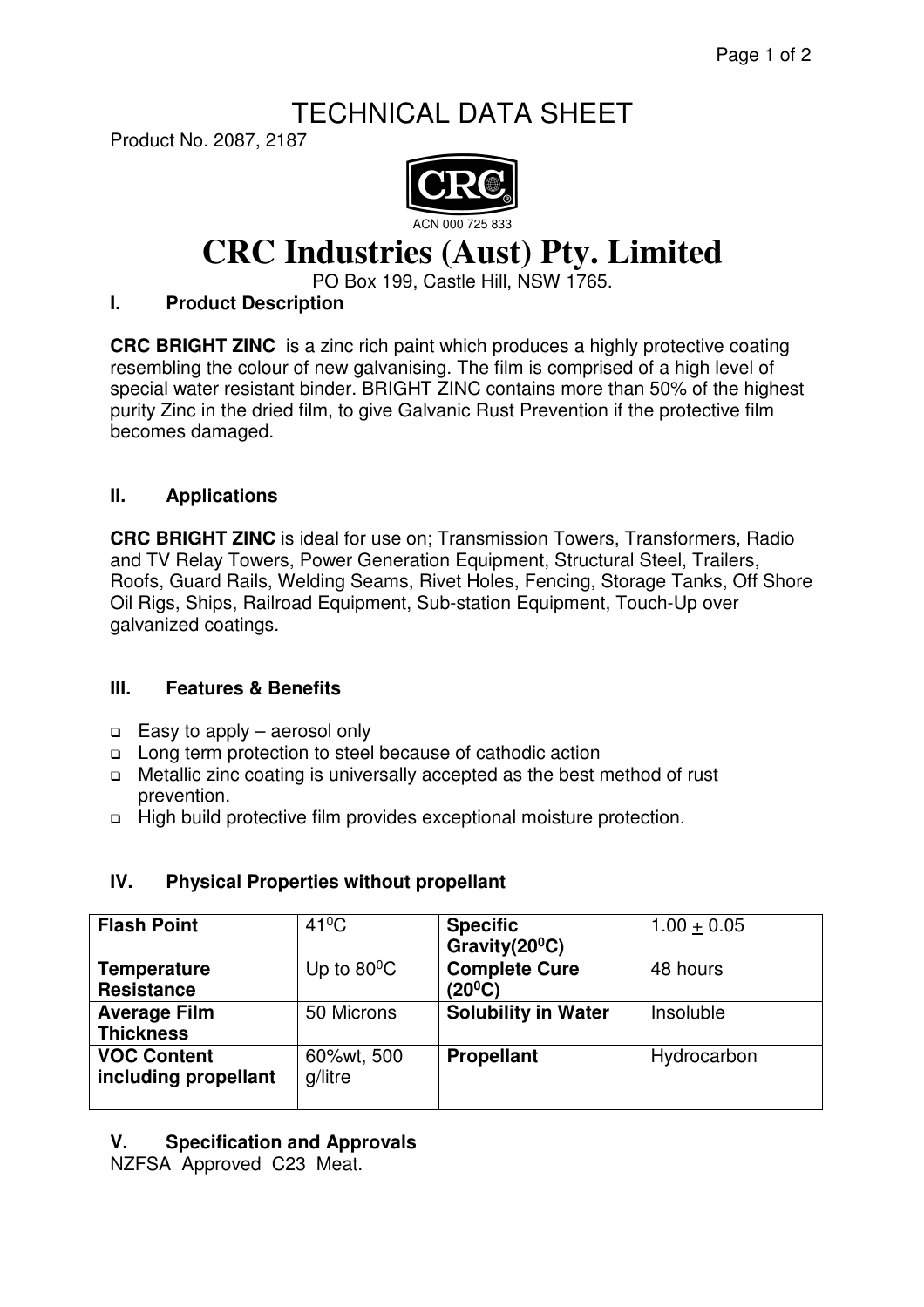# TECHNICAL DATA SHEET

Product No. 2087, 2187

ACN 000 725 833

# CRC Industries (Aust) Pty. Limited

PO Box 199, Castle Hill, NSW 1765.

## I. Product Description

**CRC BRIGHT ZINC** is a zinc rich paint which produces a highly protective coating resembling the colour of new galvanising. The film is comprised of a high level of special water resistant binder. BRIGHT ZINC contains more than 50% of the highest purity Zinc in the dried film, to give Galvanic Rust Prevention if the protective film becomes damaged.

## II. Applications

**CRC BRIGHT ZINC** is ideal for use on; Transmission Towers, Transformers, Radio and TV Relay Towers, Power Generation Equipment, Structural Steel, Trailers, Roofs, Guard Rails, Welding Seams, Rivet Holes, Fencing, Storage Tanks, Off Shore Oil Rigs, Ships, Railroad Equipment, Sub-station Equipment, Touch-Up over galvanized coatings.

## III. Features & Benefits

- Easy to apply – aerosol only
- Long term protection to steel because of cathodic action
- Metallic zinc coating is universally accepted as the best method of rust prevention.
- High build protective film provides exceptional moisture protection.

## IV. Physical Properties without propellant

| **Flash Point** | $41^0$C | **Specific Gravity($20^0$C)** | 1.00 $\pm$ 0.05 |
|---|---|---|---|
| **Temperature Resistance** | Up to $80^0$C | **Complete Cure ($20^0$C)** | 48 hours |
| **Average Film Thickness** | 50 Microns | **Solubility in Water** | Insoluble |
| **VOC Content including propellant** | 60%wt, 500 g/litre | **Propellant** | Hydrocarbon |

## V. Specification and Approvals

NZFSA Approved C23 Meat.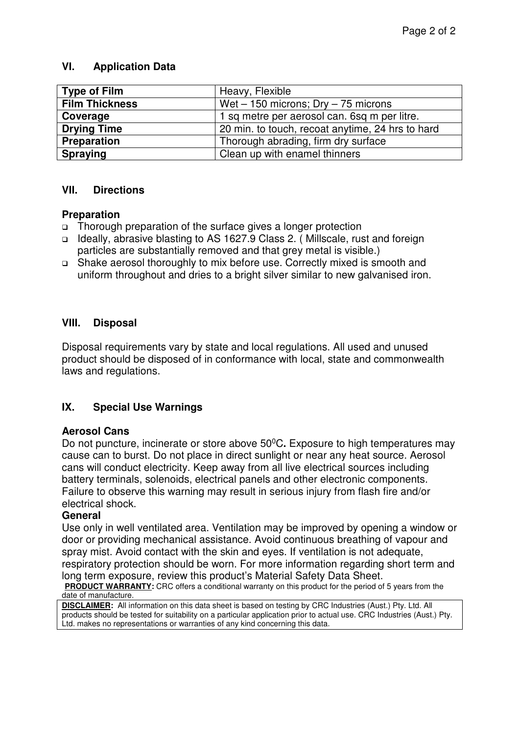## VI. Application Data

| | |
|---|---|
| **Type of Film** | Heavy, Flexible |
| **Film Thickness** | Wet – 150 microns; Dry – 75 microns |
| **Coverage** | 1 sq metre per aerosol can. 6sq m per litre. |
| **Drying Time** | 20 min. to touch, recoat anytime, 24 hrs to hard |
| **Preparation** | Thorough abrading, firm dry surface |
| **Spraying** | Clean up with enamel thinners |

## VII. Directions

**Preparation**

- Thorough preparation of the surface gives a longer protection
- Ideally, abrasive blasting to AS 1627.9 Class 2. ( Millscale, rust and foreign particles are substantially removed and that grey metal is visible.)
- Shake aerosol thoroughly to mix before use. Correctly mixed is smooth and uniform throughout and dries to a bright silver similar to new galvanised iron.

## VIII. Disposal

Disposal requirements vary by state and local regulations. All used and unused product should be disposed of in conformance with local, state and commonwealth laws and regulations.

## IX. Special Use Warnings

**Aerosol Cans**

Do not puncture, incinerate or store above 50$^0$C**.** Exposure to high temperatures may cause can to burst. Do not place in direct sunlight or near any heat source. Aerosol cans will conduct electricity. Keep away from all live electrical sources including battery terminals, solenoids, electrical panels and other electronic components. Failure to observe this warning may result in serious injury from flash fire and/or electrical shock.

**General**

Use only in well ventilated area. Ventilation may be improved by opening a window or door or providing mechanical assistance. Avoid continuous breathing of vapour and spray mist. Avoid contact with the skin and eyes. If ventilation is not adequate, respiratory protection should be worn. For more information regarding short term and long term exposure, review this product's Material Safety Data Sheet.

**PRODUCT WARRANTY:** CRC offers a conditional warranty on this product for the period of 5 years from the date of manufacture.

**DISCLAIMER:** All information on this data sheet is based on testing by CRC Industries (Aust.) Pty. Ltd. All products should be tested for suitability on a particular application prior to actual use. CRC Industries (Aust.) Pty. Ltd. makes no representations or warranties of any kind concerning this data.